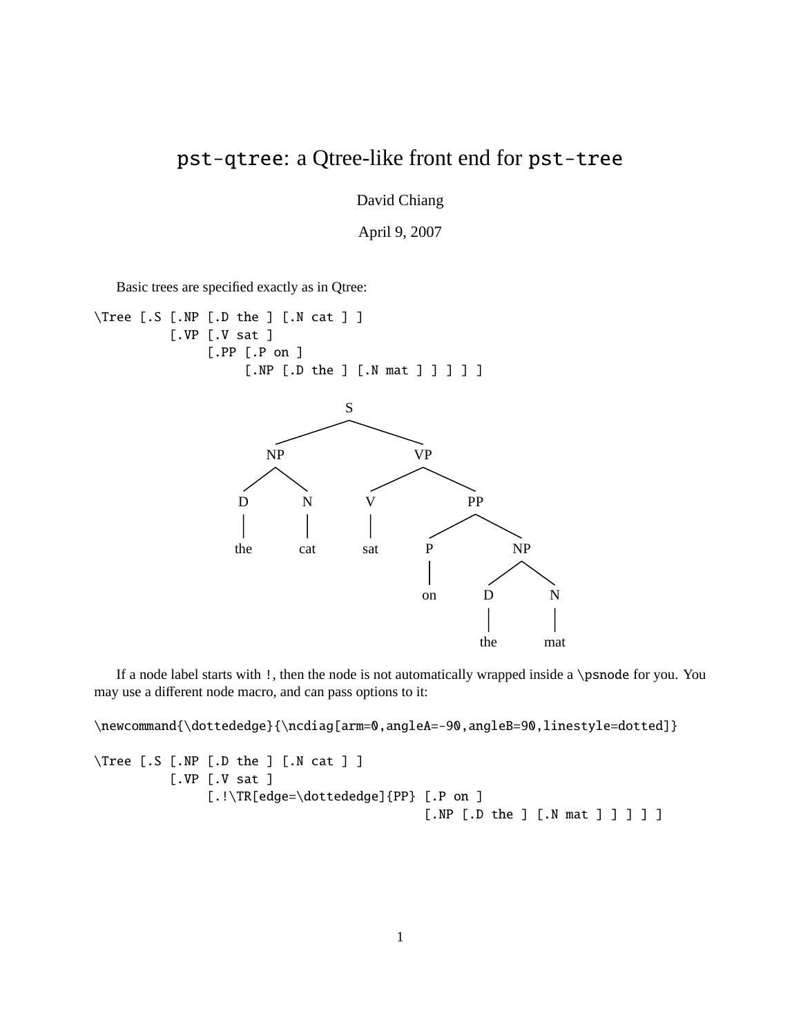# `pst-qtree`: a Qtree-like front end for `pst-tree`

David Chiang

April 9, 2007

Basic trees are specified exactly as in Qtree:

```
\Tree [.S [.NP [.D the ] [.N cat ] ]
          [.VP [.V sat ]
               [.PP [.P on ]
                    [.NP [.D the ] [.N mat ] ] ] ] ]
```

If a node label starts with `!`, then the node is not automatically wrapped inside a `\psnode` for you. You may use a different node macro, and can pass options to it:

```
\newcommand{\dottededge}{\ncdiag[arm=0,angleA=-90,angleB=90,linestyle=dotted]}

\Tree [.S [.NP [.D the ] [.N cat ] ]
          [.VP [.V sat ]
               [.!\TR[edge=\dottededge]{PP} [.P on ]
                                            [.NP [.D the ] [.N mat ] ] ] ] ]
```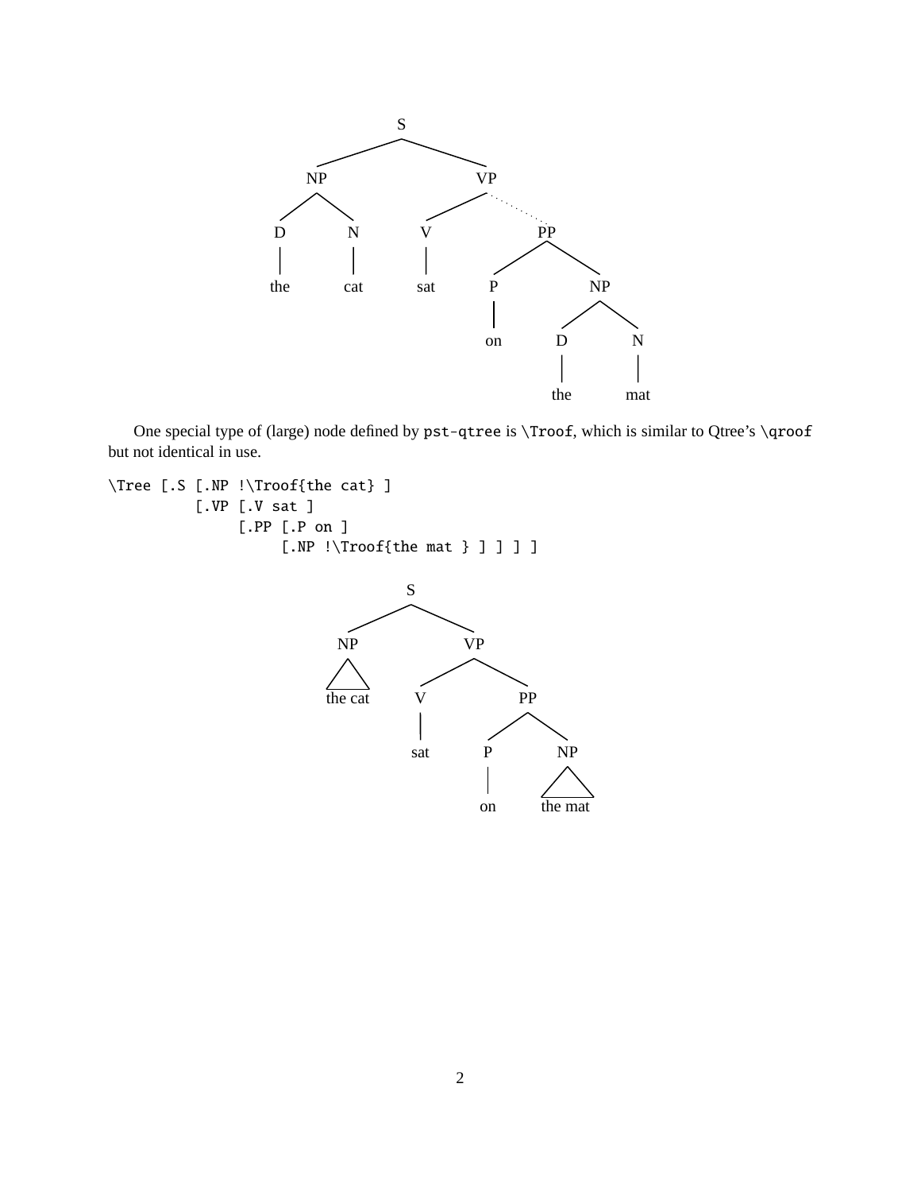One special type of (large) node defined by `pst-qtree` is `\Troof`, which is similar to Qtree's `\qroof` but not identical in use.

```
\Tree [.S [.NP !\Troof{the cat} ]
          [.VP [.V sat ]
               [.PP [.P on ]
                    [.NP !\Troof{the mat } ] ] ] ]
```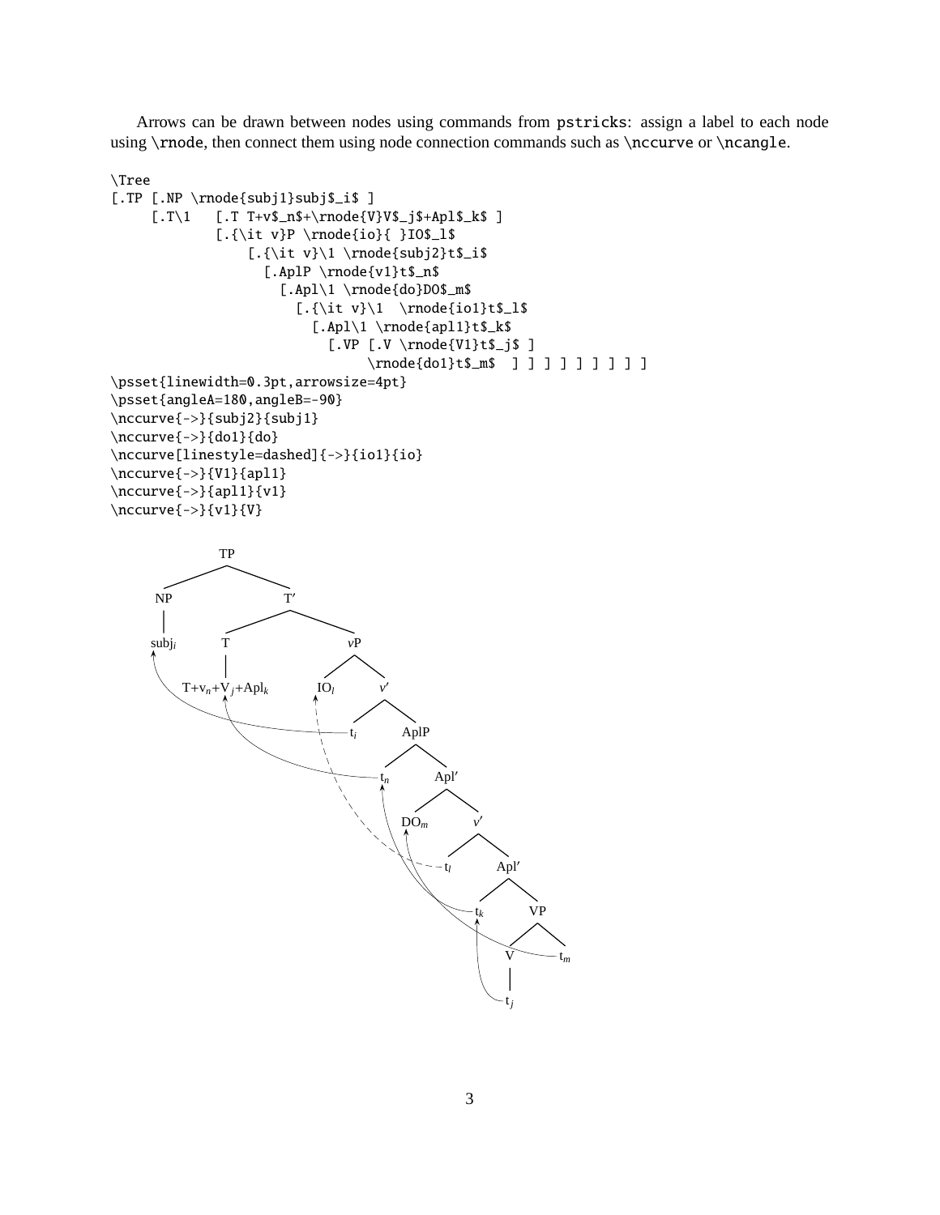Arrows can be drawn between nodes using commands from `pstricks`: assign a label to each node using `\rnode`, then connect them using node connection commands such as `\nccurve` or `\ncangle`.

```
\Tree
[.TP [.NP \rnode{subj1}subj$_i$ ]
     [.T\1   [.T T+v$_n$+\rnode{V}V$_j$+Apl$_k$ ]
             [.{\it v}P \rnode{io}{ }IO$_l$
                 [.{\it v}\1 \rnode{subj2}t$_i$
                   [.AplP \rnode{v1}t$_n$
                     [.Apl\1 \rnode{do}DO$_m$
                       [.{\it v}\1  \rnode{io1}t$_l$
                         [.Apl\1 \rnode{apl1}t$_k$
                           [.VP [.V \rnode{V1}t$_j$ ]
                                \rnode{do1}t$_m$  ] ] ] ] ] ] ] ] ]
\psset{linewidth=0.3pt,arrowsize=4pt}
\psset{angleA=180,angleB=-90}
\nccurve{->}{subj2}{subj1}
\nccurve{->}{do1}{do}
\nccurve[linestyle=dashed]{->}{io1}{io}
\nccurve{->}{V1}{apl1}
\nccurve{->}{apl1}{v1}
\nccurve{->}{v1}{V}
```

TP

NP T′

subj$_i$ T *v*P

T+v$_n$+V$_j$+Apl$_k$ IO$_l$ *v*′

t$_i$ AplP

t$_n$ Apl′

DO$_m$ *v*′

t$_l$ Apl′

t$_k$ VP

V t$_m$

t$_j$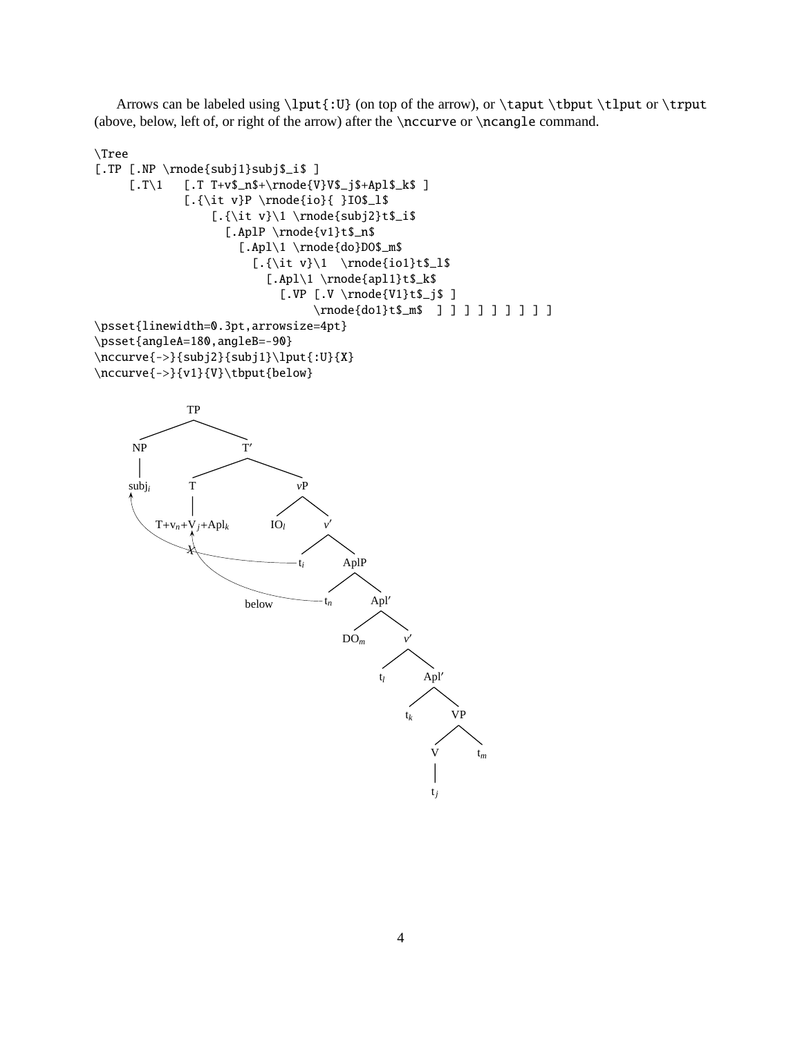Arrows can be labeled using `\lput{:U}` (on top of the arrow), or `\taput` `\tbput` `\tlput` or `\trput` (above, below, left of, or right of the arrow) after the `\nccurve` or `\ncangle` command.

```
\Tree
[.TP [.NP \rnode{subj1}subj$_i$ ]
     [.T\1   [.T T+v$_n$+\rnode{V}V$_j$+Apl$_k$ ]
             [.{\it v}P \rnode{io}{ }IO$_l$
                 [.{\it v}\1 \rnode{subj2}t$_i$
                   [.AplP \rnode{v1}t$_n$
                     [.Apl\1 \rnode{do}DO$_m$
                       [.{\it v}\1  \rnode{io1}t$_l$
                         [.Apl\1 \rnode{apl1}t$_k$
                           [.VP [.V \rnode{V1}t$_j$ ]
                                \rnode{do1}t$_m$  ] ] ] ] ] ] ] ] ]
\psset{linewidth=0.3pt,arrowsize=4pt}
\psset{angleA=180,angleB=-90}
\nccurve{->}{subj2}{subj1}\lput{:U}{X}
\nccurve{->}{v1}{V}\tbput{below}
```

TP
NP T′
subj$_i$ T *v*P
T+v$_n$+V$_j$+Apl$_k$ IO$_l$ *v*′
X
t$_i$ AplP
below t$_n$ Apl′
DO$_m$ *v*′
t$_l$ Apl′
t$_k$ VP
V t$_m$
t$_j$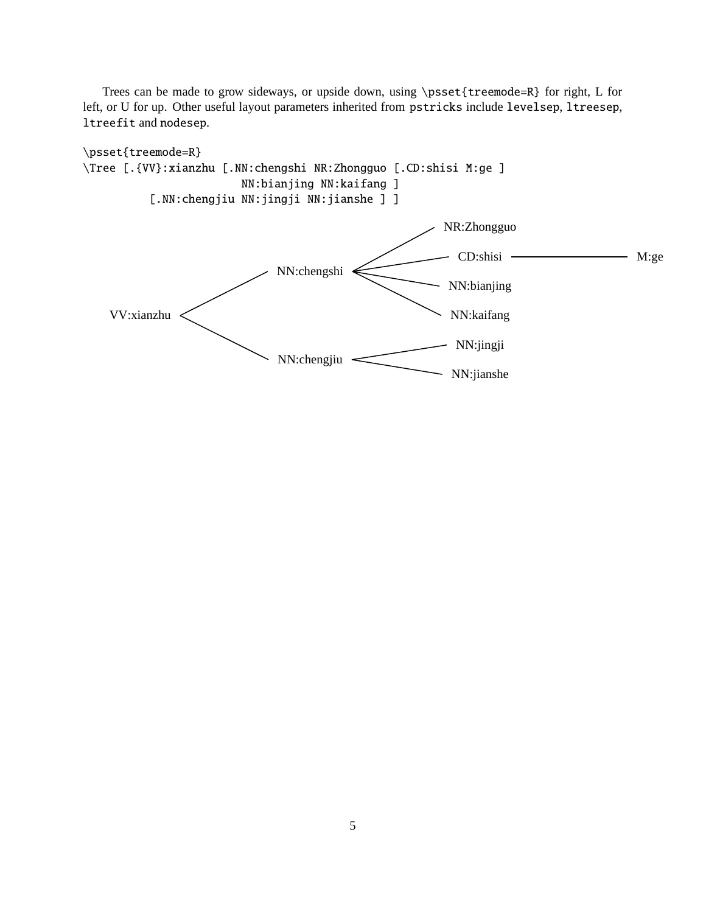Trees can be made to grow sideways, or upside down, using `\psset{treemode=R}` for right, L for left, or U for up. Other useful layout parameters inherited from `pstricks` include `levelsep`, `ltreesep`, `ltreefit` and `nodesep`.

```
\psset{treemode=R}
\Tree [.{VV}:xianzhu [.NN:chengshi NR:Zhongguo [.CD:shisi M:ge ]
                     NN:bianjing NN:kaifang ]
         [.NN:chengjiu NN:jingji NN:jianshe ] ]
```

NR:Zhongguo
CD:shisi
M:ge
NN:chengshi
NN:bianjing
VV:xianzhu
NN:kaifang
NN:jingji
NN:chengjiu
NN:jianshe